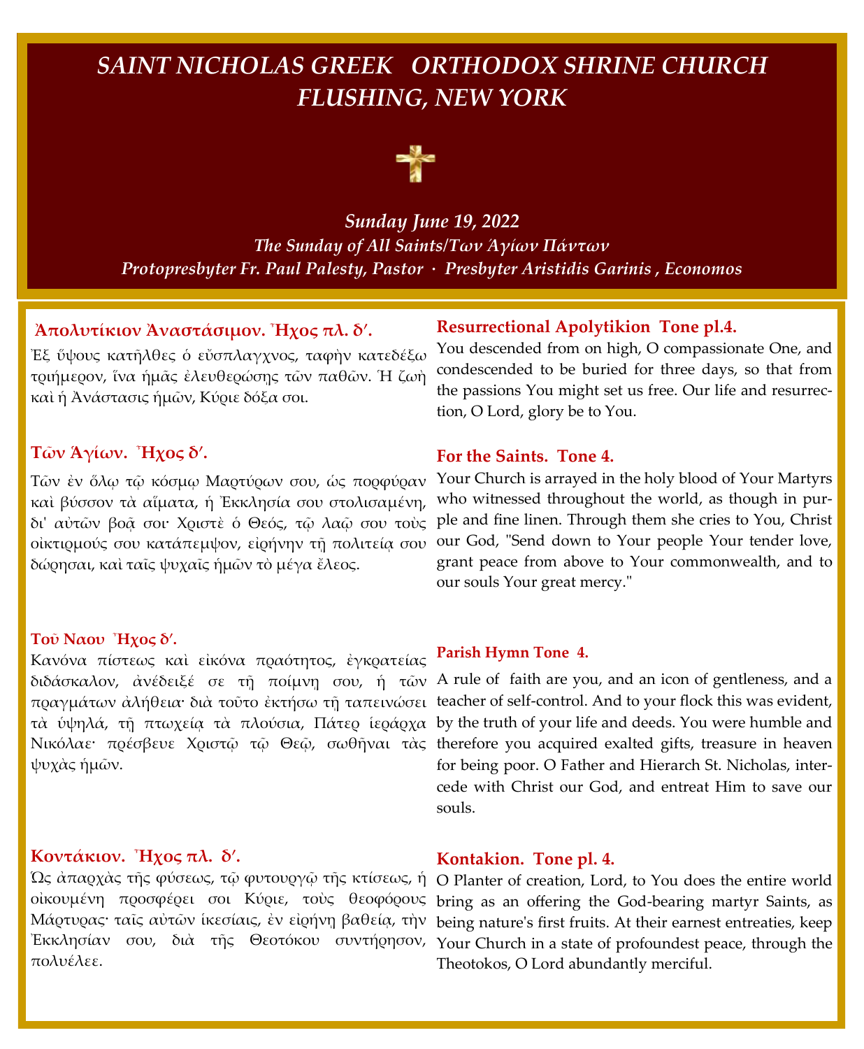# SAINT NICHOLAS GREEK ORTHODOX SHRINE CHURCH FLUSHING, NEW YORK

*Sunday June 19, 2022*

*The Sunday of All Saints/Των Άγίων Πάντων*

*Protopresbyter Fr. Paul Palesty, Pastor · Presbyter Aristidis Garinis , Economos*

### Ἀπολυτίκιον Ἀναστάσιμον. Ἦχος πλ. δ'.

Ἐξ ὕψους κατῆλθες ὁ εὔσπλαγχνος, ταφὴν κατεδέξω τριήμερον, ἵνα ἡμᾶς ἐλευθερώσῃς τῶν παθῶν. Ἡ ζωὴ καὶ ἡ Ἀνάστασις ἡμῶν, Κύριε δόξα σοι.

### Resurrectional Apolytikion Tone pl.4.

You descended from on high, O compassionate One, and condescended to be buried for three days, so that from the passions You might set us free. Our life and resurrection, O Lord, glory be to You.

### Τῶν Ἁγίων. Ἦχος δ'.

Τῶν ἐν ὅλῳ τῷ κόσμῳ Μαρτύρων σου, ὡς πορφύραν καὶ βύσσον τὰ αἵματα, ἡ Ἐκκλησία σου στολισαμένη, δι' αὐτῶν βοᾷ σοι· Χριστὲ ὁ Θεός, τῷ λαῷ σου τοὺς οἰκτιρμούς σου κατάπεμψον, εἰρήνην τῇ πολιτείᾳ σου δώρησαι, καὶ ταῖς ψυχαῖς ἡμῶν τὸ μέγα ἔλεος.

### For the Saints. Tone 4.

Your Church is arrayed in the holy blood of Your Martyrs who witnessed throughout the world, as though in purple and fine linen. Through them she cries to You, Christ our God, "Send down to Your people Your tender love, grant peace from above to Your commonwealth, and to our souls Your great mercy."

### Τοῦ Ναου Ἦχος δ'.

Κανόνα πίστεως καὶ εἰκόνα πραότητος, ἐγκρατείας διδάσκαλον, ἀνέδειξέ σε τῇ ποίμνῃ σου, ἡ τῶν πραγμάτων ἀλήθεια· διὰ τοῦτο ἐκτήσω τῇ ταπεινώσει τὰ ὑψηλά, τῇ πτωχείᾳ τὰ πλούσια, Πάτερ ἱεράρχα Νικόλαε· πρέσβευε Χριστῷ τῷ Θεῷ, σωθῆναι τὰς ψυχὰς ἡμῶν.

### Parish Hymn Tone 4.

A rule of faith are you, and an icon of gentleness, and a teacher of self-control. And to your flock this was evident, by the truth of your life and deeds. You were humble and therefore you acquired exalted gifts, treasure in heaven for being poor. O Father and Hierarch St. Nicholas, intercede with Christ our God, and entreat Him to save our souls.

### Κοντάκιον. Ἦχος πλ. δ'.

Ὡς ἀπαρχὰς τῆς φύσεως, τῷ φυτουργῷ τῆς κτίσεως, ἡ οἰκουμένη προσφέρει σοι Κύριε, τοὺς θεοφόρους Μάρτυρας· ταῖς αὐτῶν ἱκεσίαις, ἐν εἰρήνῃ βαθείᾳ, τὴν Ἐκκλησίαν σου, διὰ τῆς Θεοτόκου συντήρησον, πολυέλεε.

### Kontakion. Tone pl. 4.

O Planter of creation, Lord, to You does the entire world bring as an offering the God-bearing martyr Saints, as being nature's first fruits. At their earnest entreaties, keep Your Church in a state of profoundest peace, through the Theotokos, O Lord abundantly merciful.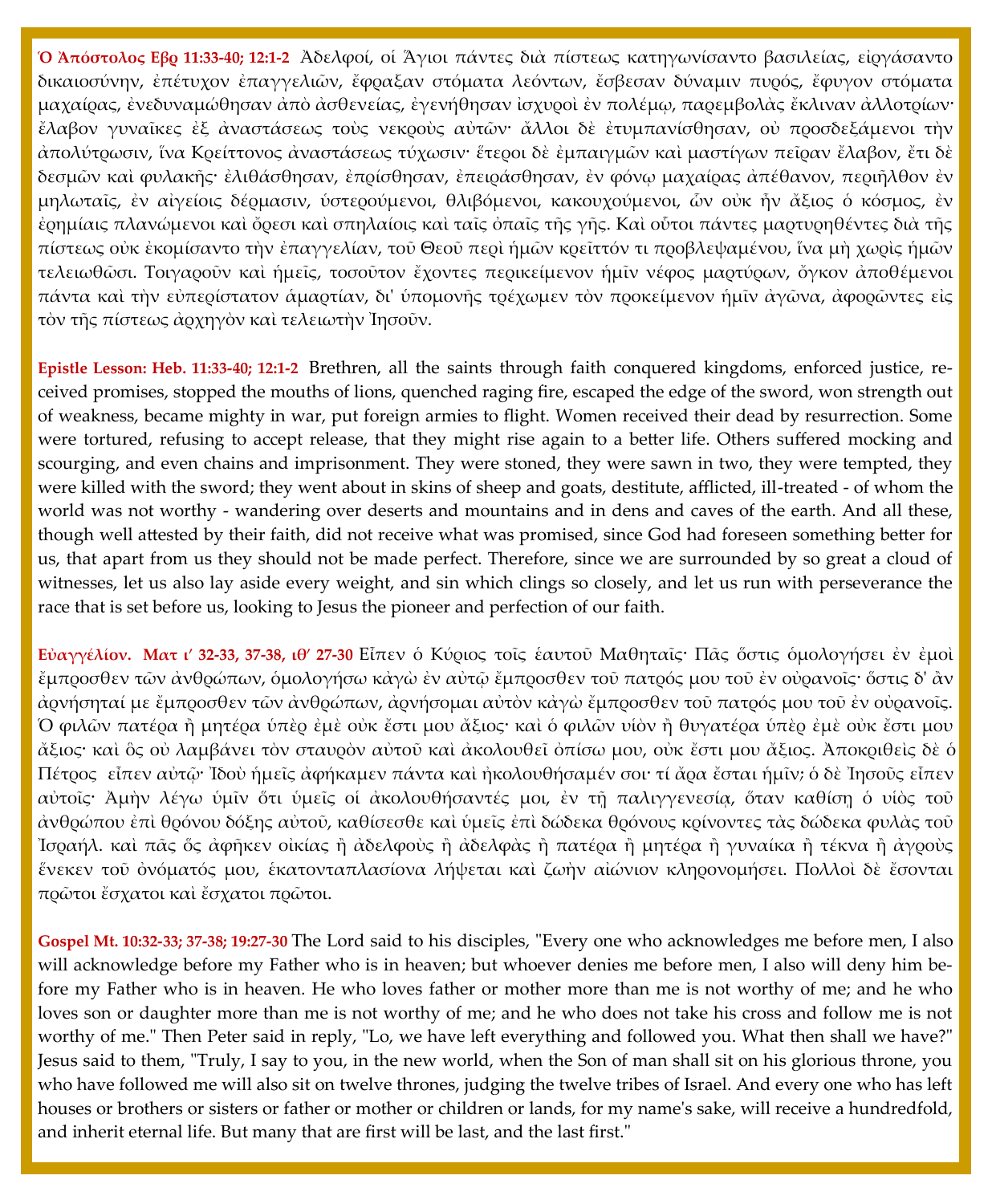**Ὁ Ἀπόστολος Εβρ 11:33-40; 12:1-2** Ἀδελφοί, οἱ Ἅγιοι πάντες διὰ πίστεως κατηγωνίσαντο βασιλείας, εἰργάσαντο δικαιοσύνην, ἐπέτυχον ἐπαγγελιῶν, ἔφραξαν στόματα λεόντων, ἔσβεσαν δύναμιν πυρός, ἔφυγον στόματα μαχαίρας, ἐνεδυναμώθησαν ἀπὸ ἀσθενείας, ἐγενήθησαν ἰσχυροὶ ἐν πολέμῳ, παρεμβολὰς ἔκλιναν ἀλλοτρίων· ἔλαβον γυναῖκες ἐξ ἀναστάσεως τοὺς νεκροὺς αὐτῶν· ἄλλοι δὲ ἐτυμπανίσθησαν, οὐ προσδεξάμενοι τὴν ἀπολύτρωσιν, ἵνα Κρείττονος ἀναστάσεως τύχωσιν· ἕτεροι δὲ ἐμπαιγμῶν καὶ μαστίγων πεῖραν ἔλαβον, ἔτι δὲ δεσμῶν καὶ φυλακῆς· ἐλιθάσθησαν, ἐπρίσθησαν, ἐπειράσθησαν, ἐν φόνῳ μαχαίρας ἀπέθανον, περιῆλθον ἐν μηλωταῖς, ἐν αἰγείοις δέρμασιν, ὑστερούμενοι, θλιβόμενοι, κακουχούμενοι, ὧν οὐκ ἦν ἄξιος ὁ κόσμος, ἐν ἐρημίαις πλανώμενοι καὶ ὄρεσι καὶ σπηλαίοις καὶ ταῖς ὀπαῖς τῆς γῆς. Καὶ οὗτοι πάντες μαρτυρηθέντες διὰ τῆς πίστεως οὐκ ἐκομίσαντο τὴν ἐπαγγελίαν, τοῦ Θεοῦ περὶ ἡμῶν κρεῖττόν τι προβλεψαμένου, ἵνα μὴ χωρὶς ἡμῶν τελειωθῶσι. Τοιγαροῦν καὶ ἡμεῖς, τοσοῦτον ἔχοντες περικείμενον ἡμῖν νέφος μαρτύρων, ὄγκον ἀποθέμενοι πάντα καὶ τὴν εὐπερίστατον ἁμαρτίαν, δι' ὑπομονῆς τρέχωμεν τὸν προκείμενον ἡμῖν ἀγῶνα, ἀφορῶντες εἰς τὸν τῆς πίστεως ἀρχηγὸν καὶ τελειωτὴν Ἰησοῦν.

**Epistle Lesson: Heb. 11:33-40; 12:1-2** Brethren, all the saints through faith conquered kingdoms, enforced justice, received promises, stopped the mouths of lions, quenched raging fire, escaped the edge of the sword, won strength out of weakness, became mighty in war, put foreign armies to flight. Women received their dead by resurrection. Some were tortured, refusing to accept release, that they might rise again to a better life. Others suffered mocking and scourging, and even chains and imprisonment. They were stoned, they were sawn in two, they were tempted, they were killed with the sword; they went about in skins of sheep and goats, destitute, afflicted, ill-treated - of whom the world was not worthy - wandering over deserts and mountains and in dens and caves of the earth. And all these, though well attested by their faith, did not receive what was promised, since God had foreseen something better for us, that apart from us they should not be made perfect. Therefore, since we are surrounded by so great a cloud of witnesses, let us also lay aside every weight, and sin which clings so closely, and let us run with perseverance the race that is set before us, looking to Jesus the pioneer and perfection of our faith.

**Εὐαγγέλιον. Ματ ι' 32-33, 37-38, ιθ' 27-30** Εἶπεν ὁ Κύριος τοῖς ἑαυτοῦ Μαθηταῖς· Πᾶς ὅστις ὁμολογήσει ἐν ἐμοὶ ἔμπροσθεν τῶν ἀνθρώπων, ὁμολογήσω κἀγὼ ἐν αὐτῷ ἔμπροσθεν τοῦ πατρός μου τοῦ ἐν οὐρανοῖς· ὅστις δ' ἂν ἀρνήσηταί με ἔμπροσθεν τῶν ἀνθρώπων, ἀρνήσομαι αὐτὸν κἀγὼ ἔμπροσθεν τοῦ πατρός μου τοῦ ἐν οὐρανοῖς. Ὁ φιλῶν πατέρα ἢ μητέρα ὑπὲρ ἐμὲ οὐκ ἔστι μου ἄξιος· καὶ ὁ φιλῶν υἱὸν ἢ θυγατέρα ὑπὲρ ἐμὲ οὐκ ἔστι μου ἄξιος· καὶ ὃς οὐ λαμβάνει τὸν σταυρὸν αὐτοῦ καὶ ἀκολουθεῖ ὀπίσω μου, οὐκ ἔστι μου ἄξιος. Ἀποκριθεὶς δὲ ὁ Πέτρος εἶπεν αὐτῷ· Ἰδοὺ ἡμεῖς ἀφήκαμεν πάντα καὶ ἠκολουθήσαμέν σοι· τί ἄρα ἔσται ἡμῖν; ὁ δὲ Ἰησοῦς εἶπεν αὐτοῖς· Ἀμὴν λέγω ὑμῖν ὅτι ὑμεῖς οἱ ἀκολουθήσαντές μοι, ἐν τῇ παλιγγενεσίᾳ, ὅταν καθίσῃ ὁ υἱὸς τοῦ ἀνθρώπου ἐπὶ θρόνου δόξης αὐτοῦ, καθίσεσθε καὶ ὑμεῖς ἐπὶ δώδεκα θρόνους κρίνοντες τὰς δώδεκα φυλὰς τοῦ Ἰσραήλ. καὶ πᾶς ὃς ἀφῆκεν οἰκίας ἢ ἀδελφοὺς ἢ ἀδελφὰς ἢ πατέρα ἢ μητέρα ἢ γυναῖκα ἢ τέκνα ἢ ἀγροὺς ἕνεκεν τοῦ ὀνόματός μου, ἑκατονταπλασίονα λήψεται καὶ ζωὴν αἰώνιον κληρονομήσει. Πολλοὶ δὲ ἔσονται πρῶτοι ἔσχατοι καὶ ἔσχατοι πρῶτοι.

**Gospel Mt. 10:32-33; 37-38; 19:27-30** The Lord said to his disciples, "Every one who acknowledges me before men, I also will acknowledge before my Father who is in heaven; but whoever denies me before men, I also will deny him before my Father who is in heaven. He who loves father or mother more than me is not worthy of me; and he who loves son or daughter more than me is not worthy of me; and he who does not take his cross and follow me is not worthy of me." Then Peter said in reply, "Lo, we have left everything and followed you. What then shall we have?" Jesus said to them, "Truly, I say to you, in the new world, when the Son of man shall sit on his glorious throne, you who have followed me will also sit on twelve thrones, judging the twelve tribes of Israel. And every one who has left houses or brothers or sisters or father or mother or children or lands, for my name's sake, will receive a hundredfold, and inherit eternal life. But many that are first will be last, and the last first."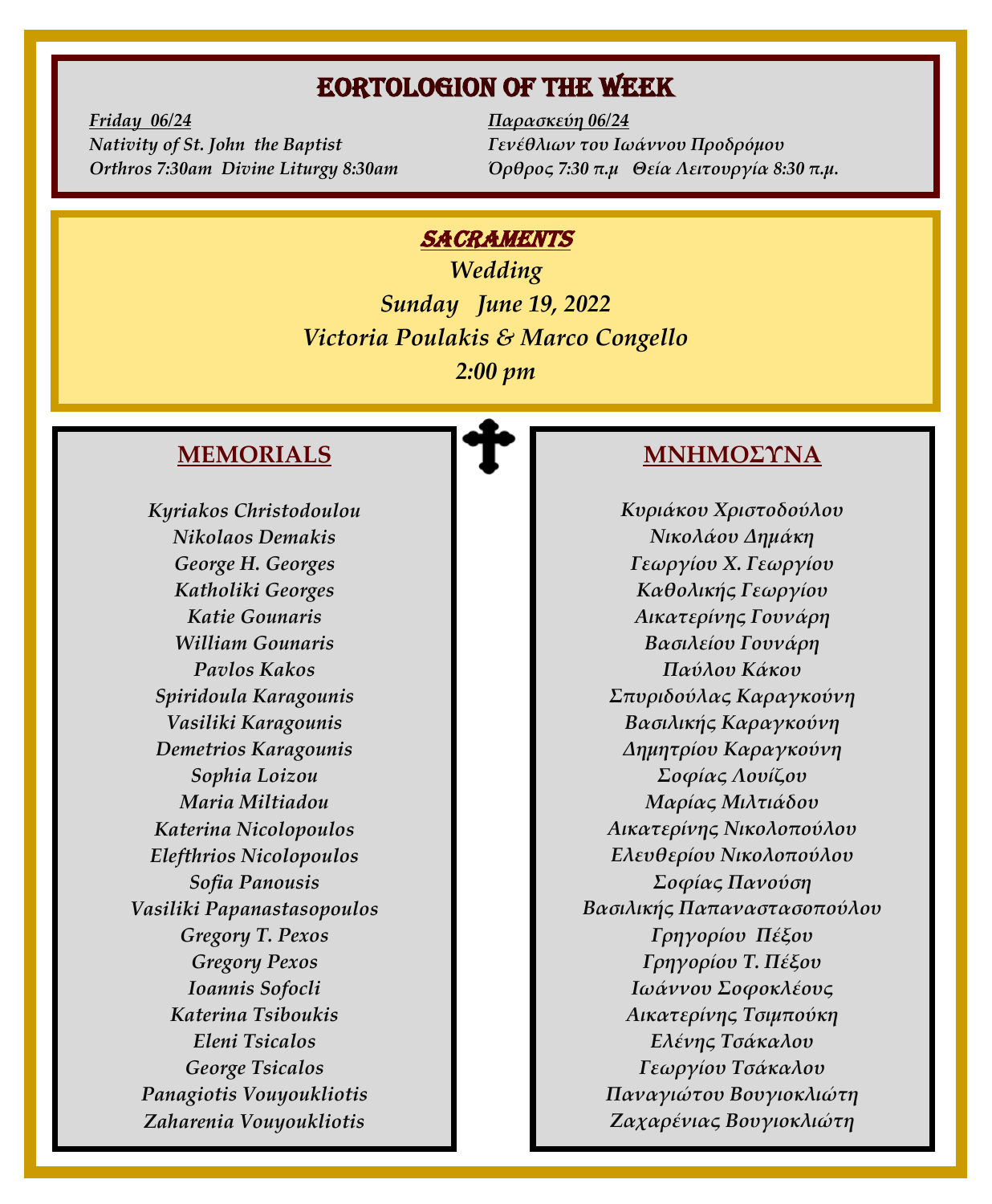# EORTOLOGION OF THE WEEK

*Friday 06/24*
*Nativity of St. John the Baptist*
*Orthros 7:30am Divine Liturgy 8:30am*

*Παρασκευή 06/24*
*Γενέθλιων του Ιωάννου Προδρόμου*
*Όρθρος 7:30 π.μ Θεία Λειτουργία 8:30 π.μ.*

## SACRAMENTS

***Wedding***
***Sunday June 19, 2022***
***Victoria Poulakis & Marco Congello***
***2:00 pm***

## MEMORIALS

*Kyriakos Christodoulou*
*Nikolaos Demakis*
*George H. Georges*
*Katholiki Georges*
*Katie Gounaris*
*William Gounaris*
*Pavlos Kakos*
*Spiridoula Karagounis*
*Vasiliki Karagounis*
*Demetrios Karagounis*
*Sophia Loizou*
*Maria Miltiadou*
*Katerina Nicolopoulos*
*Elefthrios Nicolopoulos*
*Sofia Panousis*
*Vasiliki Papanastasopoulos*
*Gregory T. Pexos*
*Gregory Pexos*
*Ioannis Sofocli*
*Katerina Tsiboukis*
*Eleni Tsicalos*
*George Tsicalos*
*Panagiotis Vouyoukliotis*
*Zaharenia Vouyoukliotis*

## ΜΝΗΜΟΣΥΝΑ

*Κυριάκου Χριστοδούλου*
*Νικολάου Δημάκη*
*Γεωργίου Χ. Γεωργίου*
*Καθολικής Γεωργίου*
*Αικατερίνης Γουνάρη*
*Βασιλείου Γουνάρη*
*Παύλου Κάκου*
*Σπυριδούλας Καραγκούνη*
*Βασιλικής Καραγκούνη*
*Δημητρίου Καραγκούνη*
*Σοφίας Λουίζου*
*Μαρίας Μιλτιάδου*
*Αικατερίνης Νικολοπούλου*
*Ελευθερίου Νικολοπούλου*
*Σοφίας Πανούση*
*Βασιλικής Παπαναστασοπούλου*
*Γρηγορίου Πέξου*
*Γρηγορίου Τ. Πέξου*
*Ιωάννου Σοφοκλέους*
*Αικατερίνης Τσιμπούκη*
*Ελένης Τσάκαλου*
*Γεωργίου Τσάκαλου*
*Παναγιώτου Βουγιοκλιώτη*
*Ζαχαρένιας Βουγιοκλιώτη*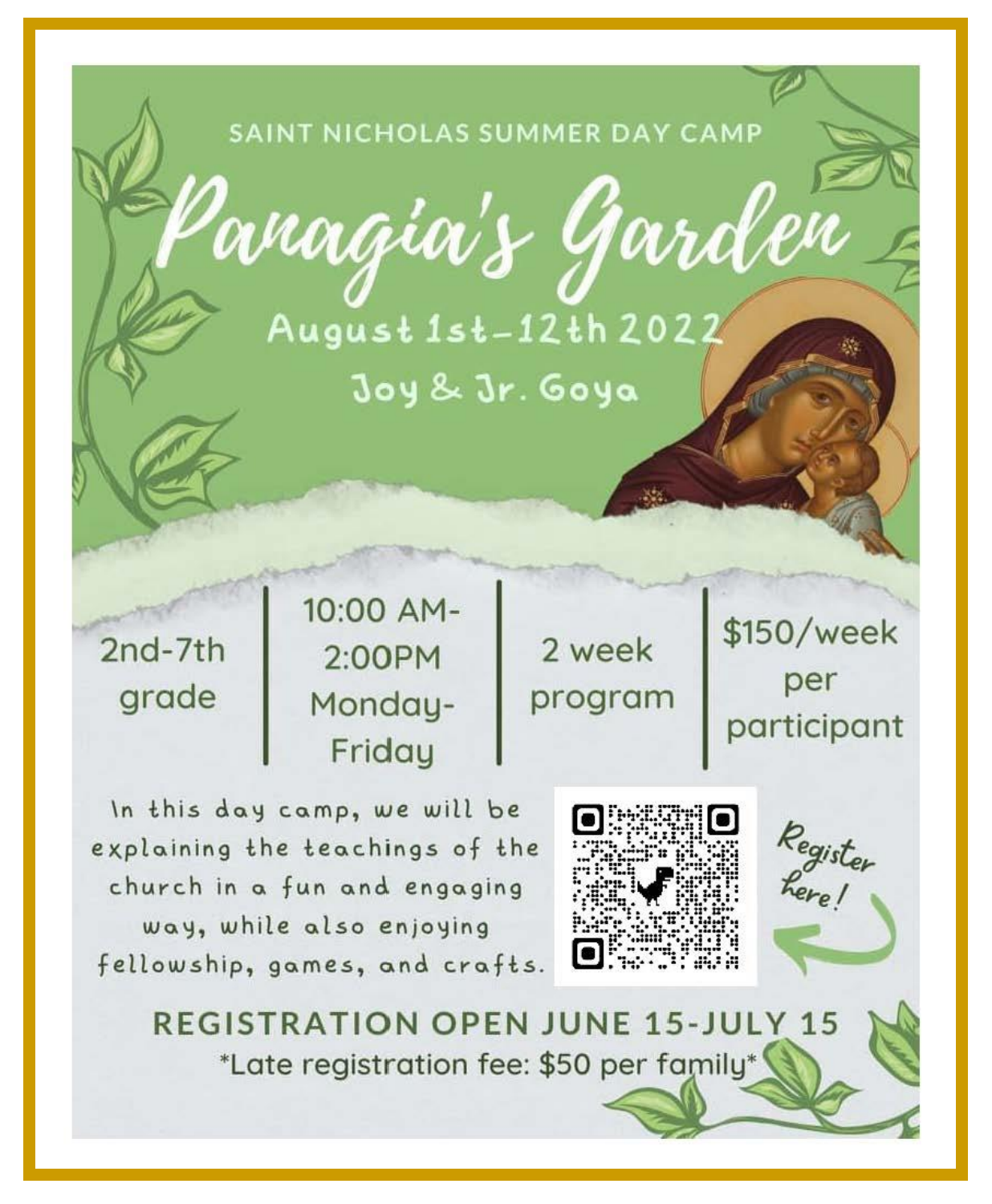SAINT NICHOLAS SUMMER DAY CAMP

# Panagia's Garden

## August 1st–12th 2022

### Joy & Jr. Goya

| | | | |
|---|---|---|---|
| 2nd-7th grade | 10:00 AM-2:00PM Monday-Friday | 2 week program | $150/week per participant |

In this day camp, we will be explaining the teachings of the church in a fun and engaging way, while also enjoying fellowship, games, and crafts.

Register here!

**REGISTRATION OPEN JUNE 15-JULY 15**

*Late registration fee: $50 per family*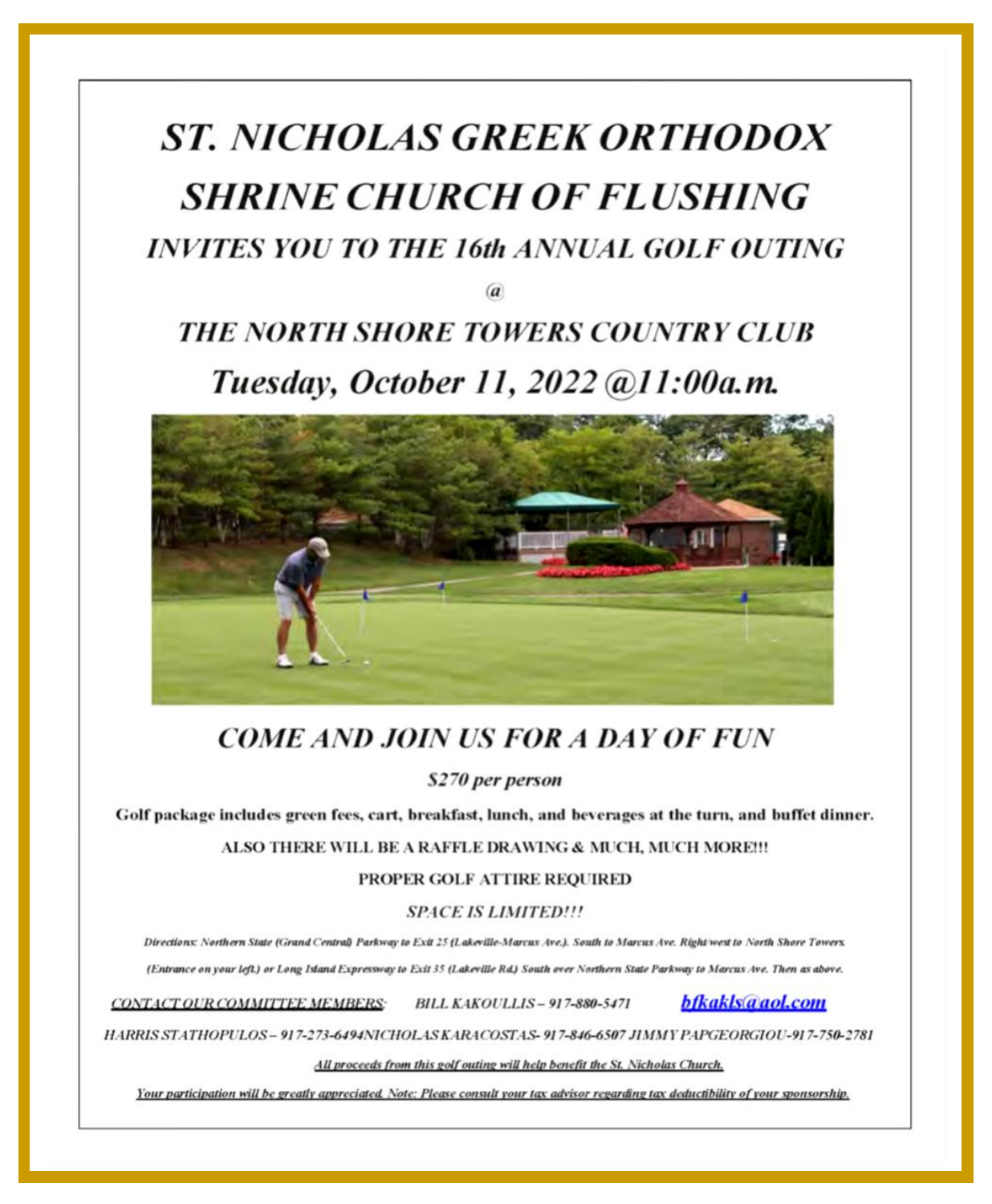# *ST. NICHOLAS GREEK ORTHODOX SHRINE CHURCH OF FLUSHING*

## *INVITES YOU TO THE 16th ANNUAL GOLF OUTING*

@

## *THE NORTH SHORE TOWERS COUNTRY CLUB*

## *Tuesday, October 11, 2022 @11:00a.m.*

## *COME AND JOIN US FOR A DAY OF FUN*

***$270 per person***

**Golf package includes green fees, cart, breakfast, lunch, and beverages at the turn, and buffet dinner.**

**ALSO THERE WILL BE A RAFFLE DRAWING & MUCH, MUCH MORE!!!**

**PROPER GOLF ATTIRE REQUIRED**

***SPACE IS LIMITED!!!***

*Directions: Northern State (Grand Central) Parkway to Exit 25 (Lakeville-Marcus Ave.). South to Marcus Ave. Right/west to North Shore Towers (Entrance on your left.) or Long Island Expressway to Exit 35 (Lakeville Rd.) South over Northern State Parkway to Marcus Ave. Then as above.*

*CONTACT OUR COMMITTEE MEMBERS:* BILL KAKOULLIS – 917-880-5471 **bfkakls@aol.com**

HARRIS STATHOPULOS – 917-273-6494NICHOLAS KARACOSTAS- 917-846-6507 JIMMY PAPGEORGIOU-917-750-2781

*All proceeds from this golf outing will help benefit the St. Nicholas Church.*

*Your participation will be greatly appreciated. Note: Please consult your tax advisor regarding tax deductibility of your sponsorship.*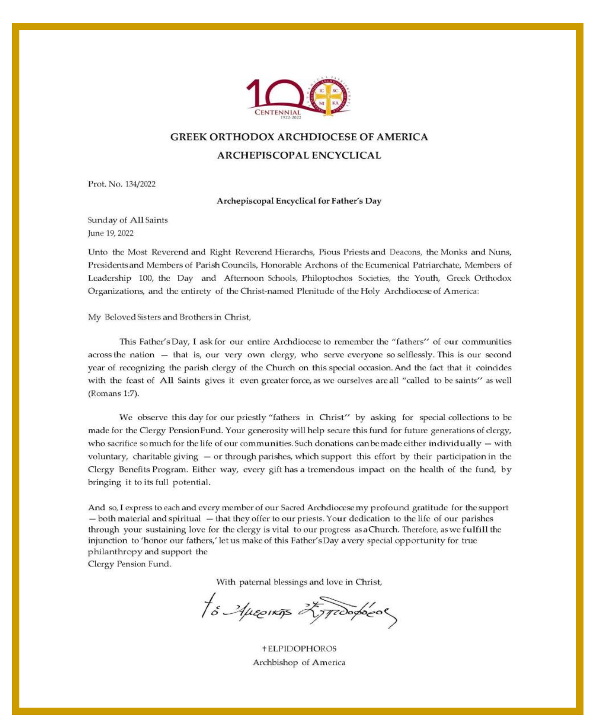## GREEK ORTHODOX ARCHDIOCESE OF AMERICA

## ARCHEPISCOPAL ENCYCLICAL

Prot. No. 134/2022

**Archepiscopal Encyclical for Father's Day**

Sunday of All Saints
June 19, 2022

Unto the Most Reverend and Right Reverend Hierarchs, Pious Priests and Deacons, the Monks and Nuns, Presidents and Members of Parish Councils, Honorable Archons of the Ecumenical Patriarchate, Members of Leadership 100, the Day and Afternoon Schools, Philoptochos Societies, the Youth, Greek Orthodox Organizations, and the entirety of the Christ-named Plenitude of the Holy Archdiocese of America:

My Beloved Sisters and Brothers in Christ,

This Father's Day, I ask for our entire Archdiocese to remember the "fathers" of our communities across the nation — that is, our very own clergy, who serve everyone so selflessly. This is our second year of recognizing the parish clergy of the Church on this special occasion. And the fact that it coincides with the feast of All Saints gives it even greater force, as we ourselves are all "called to be saints" as well (Romans 1:7).

We observe this day for our priestly "fathers in Christ" by asking for special collections to be made for the Clergy Pension Fund. Your generosity will help secure this fund for future generations of clergy, who sacrifice so much for the life of our communities. Such donations can be made either individually — with voluntary, charitable giving — or through parishes, which support this effort by their participation in the Clergy Benefits Program. Either way, every gift has a tremendous impact on the health of the fund, by bringing it to its full potential.

And so, I express to each and every member of our Sacred Archdiocese my profound gratitude for the support — both material and spiritual — that they offer to our priests. Your dedication to the life of our parishes through your sustaining love for the clergy is vital to our progress as a Church. Therefore, as we fulfill the injunction to 'honor our fathers,' let us make of this Father's Day a very special opportunity for true philanthropy and support the Clergy Pension Fund.

With paternal blessings and love in Christ,

†ELPIDOPHOROS
Archbishop of America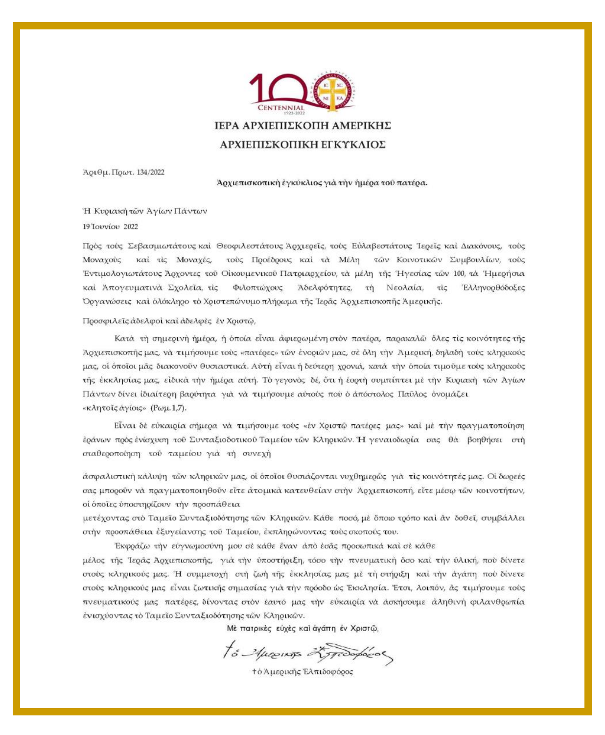CENTENNIAL 1922-2022

# ΙΕΡΑ ΑΡΧΙΕΠΙΣΚΟΠΗ ΑΜΕΡΙΚΗΣ

## ΑΡΧΙΕΠΙΣΚΟΠΙΚΗ ΕΓΚΥΚΛΙΟΣ

Ἀριθμ. Πρωτ. 134/2022

**Ἀρχιεπισκοπικὴ ἐγκύκλιος γιὰ τὴν ἡμέρα τοῦ πατέρα.**

Ἡ Κυριακὴ τῶν Ἁγίων Πάντων

19 Ἰουνίου 2022

Πρὸς τοὺς Σεβασμιωτάτους καὶ Θεοφιλεστάτους Ἀρχιερεῖς, τοὺς Εὐλαβεστάτους Ἱερεῖς καὶ Διακόνους, τοὺς Μοναχοὺς καὶ τὶς Μοναχές, τοὺς Προέδρους καὶ τὰ Μέλη τῶν Κοινοτικῶν Συμβουλίων, τοὺς Ἐντιμολογιωτάτους Ἄρχοντες τοῦ Οἰκουμενικοῦ Πατριαρχείου, τὰ μέλη τῆς Ἡγεσίας τῶν 100, τὰ Ἡμερήσια καὶ Ἀπογευματινὰ Σχολεῖα, τὶς Φιλοπτώχους Ἀδελφότητες, τὴ Νεολαία, τὶς Ἑλληνορθόδοξες Ὀργανώσεις καὶ ὁλόκληρο τὸ Χριστεπώνυμο πλήρωμα τῆς Ἱερᾶς Ἀρχιεπισκοπῆς Ἀμερικῆς.

Προσφιλεῖς ἀδελφοὶ καὶ ἀδελφὲς ἐν Χριστῷ,

Κατὰ τὴ σημερινὴ ἡμέρα, ἡ ὁποία εἶναι ἀφιερωμένη στὸν πατέρα, παρακαλῶ ὅλες τὶς κοινότητες τῆς Ἀρχιεπισκοπῆς μας, νὰ τιμήσουμε τοὺς «πατέρες» τῶν ἐνοριῶν μας, σὲ ὅλη τὴν Ἀμερική, δηλαδὴ τοὺς κληρικούς μας, οἱ ὁποῖοι μᾶς διακονοῦν θυσιαστικά. Αὐτὴ εἶναι ἡ δεύτερη χρονιά, κατὰ τὴν ὁποία τιμοῦμε τοὺς κληρικοὺς τῆς ἐκκλησίας μας, εἰδικὰ τὴν ἡμέρα αὐτή. Τὸ γεγονὸς δέ, ὅτι ἡ ἑορτὴ συμπίπτει μὲ τὴν Κυριακὴ τῶν Ἁγίων Πάντων δίνει ἰδιαίτερη βαρύτητα γιὰ νὰ τιμήσουμε αὐτοὺς ποὺ ὁ ἀπόστολος Παῦλος ὀνομάζει «κλητοῖς ἁγίοις» (Ρωμ.1,7).

Εἶναι δὲ εὐκαιρία σήμερα νὰ τιμήσουμε τοὺς «ἐν Χριστῷ πατέρες μας» καὶ μὲ τὴν πραγματοποίηση ἐράνων πρὸς ἐνίσχυση τοῦ Συνταξιοδοτικοῦ Ταμείου τῶν Κληρικῶν. Ἡ γενναιοδωρία σας θὰ βοηθήσει στὴ σταθεροποίηση τοῦ ταμείου γιὰ τὴ συνεχῆ ἀσφαλιστικὴ κάλυψη τῶν κληρικῶν μας, οἱ ὁποῖοι θυσιάζονται νυχθημερῶς γιὰ τὶς κοινότητές μας. Οἱ δωρεές σας μποροῦν νὰ πραγματοποιηθοῦν εἴτε ἀτομικὰ κατευθεῖαν στὴν Ἀρχιεπισκοπή, εἴτε μέσῳ τῶν κοινοτήτων, οἱ ὁποῖες ὑποστηρίζουν τὴν προσπάθεια μετέχοντας στὸ Ταμεῖο Συνταξιοδότησης τῶν Κληρικῶν. Κάθε ποσό, μὲ ὅποιο τρόπο καὶ ἂν δοθεῖ, συμβάλλει στὴν προσπάθεια ἐξυγείανσης τοῦ Ταμείου, ἐκπληρώνοντας τοὺς σκοπούς του.

Ἐκφράζω τὴν εὐγνωμοσύνη μου σὲ κάθε ἕναν ἀπὸ ἐσᾶς προσωπικὰ καὶ σὲ κάθε μέλος τῆς Ἱερᾶς Ἀρχιεπισκοπῆς, γιὰ τὴν ὑποστήριξη, τόσο τὴν πνευματικὴ ὅσο καὶ τὴν ὑλική, ποὺ δίνετε στοὺς κληρικούς μας. Ἡ συμμετοχὴ στὴ ζωὴ τῆς ἐκκλησίας μας μὲ τὴ στήριξη καὶ τὴν ἀγάπη ποὺ δίνετε στοὺς κληρικούς μας εἶναι ζωτικῆς σημασίας γιὰ τὴν πρόοδο ὡς Ἐκκλησία. Ἔτσι, λοιπόν, ἂς τιμήσουμε τοὺς πνευματικούς μας πατέρες, δίνοντας στὸν ἑαυτό μας τὴν εὐκαιρία νὰ ἀσκήσουμε ἀληθινὴ φιλανθρωπία ἐνισχύοντας τὸ Ταμεῖο Συνταξιοδότησης τῶν Κληρικῶν.

Μὲ πατρικὲς εὐχὲς καὶ ἀγάπη ἐν Χριστῷ,

† ὁ Ἀμερικῆς Ἐλπιδοφόρος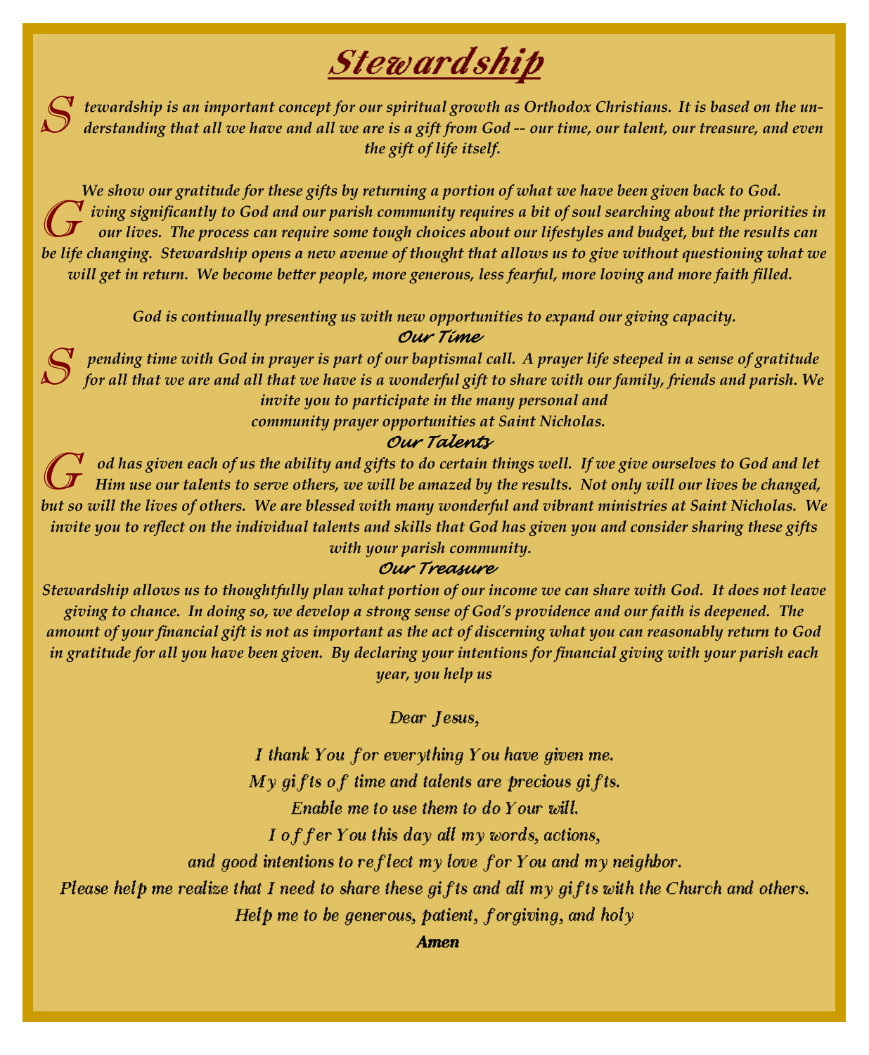# Stewardship

*Stewardship is an important concept for our spiritual growth as Orthodox Christians. It is based on the understanding that all we have and all we are is a gift from God -- our time, our talent, our treasure, and even the gift of life itself.*

*We show our gratitude for these gifts by returning a portion of what we have been given back to God. Giving significantly to God and our parish community requires a bit of soul searching about the priorities in our lives. The process can require some tough choices about our lifestyles and budget, but the results can be life changing. Stewardship opens a new avenue of thought that allows us to give without questioning what we will get in return. We become better people, more generous, less fearful, more loving and more faith filled.*

*God is continually presenting us with new opportunities to expand our giving capacity.*

## Our Time

*Spending time with God in prayer is part of our baptismal call. A prayer life steeped in a sense of gratitude for all that we are and all that we have is a wonderful gift to share with our family, friends and parish. We invite you to participate in the many personal and community prayer opportunities at Saint Nicholas.*

## Our Talents

*God has given each of us the ability and gifts to do certain things well. If we give ourselves to God and let Him use our talents to serve others, we will be amazed by the results. Not only will our lives be changed, but so will the lives of others. We are blessed with many wonderful and vibrant ministries at Saint Nicholas. We invite you to reflect on the individual talents and skills that God has given you and consider sharing these gifts with your parish community.*

## Our Treasure

*Stewardship allows us to thoughtfully plan what portion of our income we can share with God. It does not leave giving to chance. In doing so, we develop a strong sense of God's providence and our faith is deepened. The amount of your financial gift is not as important as the act of discerning what you can reasonably return to God in gratitude for all you have been given. By declaring your intentions for financial giving with your parish each year, you help us*

*Dear Jesus,*

*I thank You for everything You have given me.*
*My gifts of time and talents are precious gifts.*
*Enable me to use them to do Your will.*
*I offer You this day all my words, actions,*
*and good intentions to reflect my love for You and my neighbor.*
*Please help me realize that I need to share these gifts and all my gifts with the Church and others.*
*Help me to be generous, patient, forgiving, and holy*

***Amen***